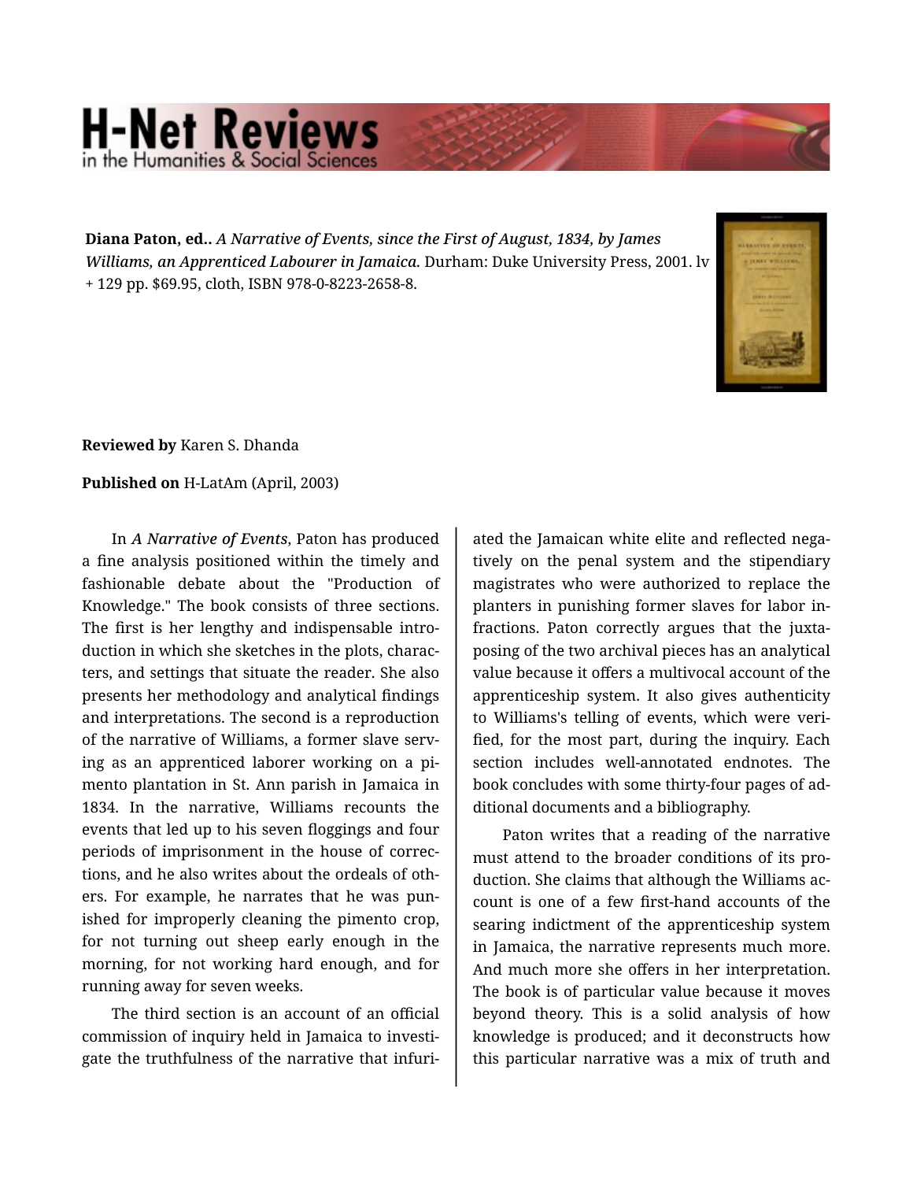**Diana Paton, ed..** *A Narrative of Events, since the First of August, 1834, by James Williams, an Apprenticed Labourer in Jamaica.* Durham: Duke University Press, 2001. lv + 129 pp. $69.95, cloth, ISBN 978-0-8223-2658-8.

**Reviewed by** Karen S. Dhanda

**Published on** H-LatAm (April, 2003)

In *A Narrative of Events*, Paton has produced a fine analysis positioned within the timely and fashionable debate about the "Production of Knowledge." The book consists of three sections. The first is her lengthy and indispensable introduction in which she sketches in the plots, characters, and settings that situate the reader. She also presents her methodology and analytical findings and interpretations. The second is a reproduction of the narrative of Williams, a former slave serving as an apprenticed laborer working on a pimento plantation in St. Ann parish in Jamaica in 1834. In the narrative, Williams recounts the events that led up to his seven floggings and four periods of imprisonment in the house of corrections, and he also writes about the ordeals of others. For example, he narrates that he was punished for improperly cleaning the pimento crop, for not turning out sheep early enough in the morning, for not working hard enough, and for running away for seven weeks.

The third section is an account of an official commission of inquiry held in Jamaica to investigate the truthfulness of the narrative that infuriated the Jamaican white elite and reflected negatively on the penal system and the stipendiary magistrates who were authorized to replace the planters in punishing former slaves for labor infractions. Paton correctly argues that the juxtaposing of the two archival pieces has an analytical value because it offers a multivocal account of the apprenticeship system. It also gives authenticity to Williams's telling of events, which were verified, for the most part, during the inquiry. Each section includes well-annotated endnotes. The book concludes with some thirty-four pages of additional documents and a bibliography.

Paton writes that a reading of the narrative must attend to the broader conditions of its production. She claims that although the Williams account is one of a few first-hand accounts of the searing indictment of the apprenticeship system in Jamaica, the narrative represents much more. And much more she offers in her interpretation. The book is of particular value because it moves beyond theory. This is a solid analysis of how knowledge is produced; and it deconstructs how this particular narrative was a mix of truth and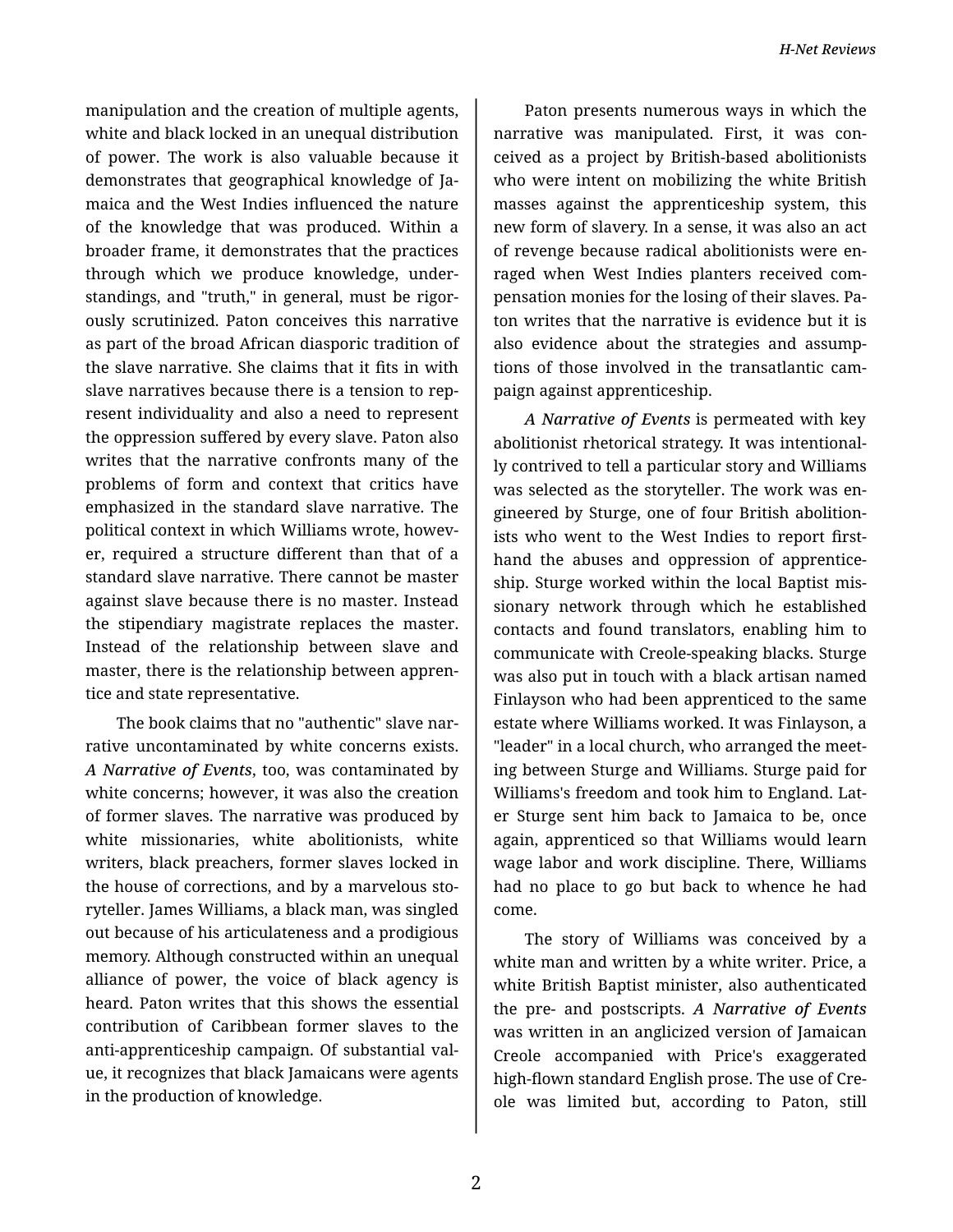manipulation and the creation of multiple agents, white and black locked in an unequal distribution of power. The work is also valuable because it demonstrates that geographical knowledge of Jamaica and the West Indies influenced the nature of the knowledge that was produced. Within a broader frame, it demonstrates that the practices through which we produce knowledge, understandings, and "truth," in general, must be rigorously scrutinized. Paton conceives this narrative as part of the broad African diasporic tradition of the slave narrative. She claims that it fits in with slave narratives because there is a tension to represent individuality and also a need to represent the oppression suffered by every slave. Paton also writes that the narrative confronts many of the problems of form and context that critics have emphasized in the standard slave narrative. The political context in which Williams wrote, however, required a structure different than that of a standard slave narrative. There cannot be master against slave because there is no master. Instead the stipendiary magistrate replaces the master. Instead of the relationship between slave and master, there is the relationship between apprentice and state representative.

The book claims that no "authentic" slave narrative uncontaminated by white concerns exists. *A Narrative of Events*, too, was contaminated by white concerns; however, it was also the creation of former slaves. The narrative was produced by white missionaries, white abolitionists, white writers, black preachers, former slaves locked in the house of corrections, and by a marvelous storyteller. James Williams, a black man, was singled out because of his articulateness and a prodigious memory. Although constructed within an unequal alliance of power, the voice of black agency is heard. Paton writes that this shows the essential contribution of Caribbean former slaves to the anti-apprenticeship campaign. Of substantial value, it recognizes that black Jamaicans were agents in the production of knowledge.

Paton presents numerous ways in which the narrative was manipulated. First, it was conceived as a project by British-based abolitionists who were intent on mobilizing the white British masses against the apprenticeship system, this new form of slavery. In a sense, it was also an act of revenge because radical abolitionists were enraged when West Indies planters received compensation monies for the losing of their slaves. Paton writes that the narrative is evidence but it is also evidence about the strategies and assumptions of those involved in the transatlantic campaign against apprenticeship.

*A Narrative of Events* is permeated with key abolitionist rhetorical strategy. It was intentionally contrived to tell a particular story and Williams was selected as the storyteller. The work was engineered by Sturge, one of four British abolitionists who went to the West Indies to report firsthand the abuses and oppression of apprenticeship. Sturge worked within the local Baptist missionary network through which he established contacts and found translators, enabling him to communicate with Creole-speaking blacks. Sturge was also put in touch with a black artisan named Finlayson who had been apprenticed to the same estate where Williams worked. It was Finlayson, a "leader" in a local church, who arranged the meeting between Sturge and Williams. Sturge paid for Williams's freedom and took him to England. Later Sturge sent him back to Jamaica to be, once again, apprenticed so that Williams would learn wage labor and work discipline. There, Williams had no place to go but back to whence he had come.

The story of Williams was conceived by a white man and written by a white writer. Price, a white British Baptist minister, also authenticated the pre- and postscripts. *A Narrative of Events* was written in an anglicized version of Jamaican Creole accompanied with Price's exaggerated high-flown standard English prose. The use of Creole was limited but, according to Paton, still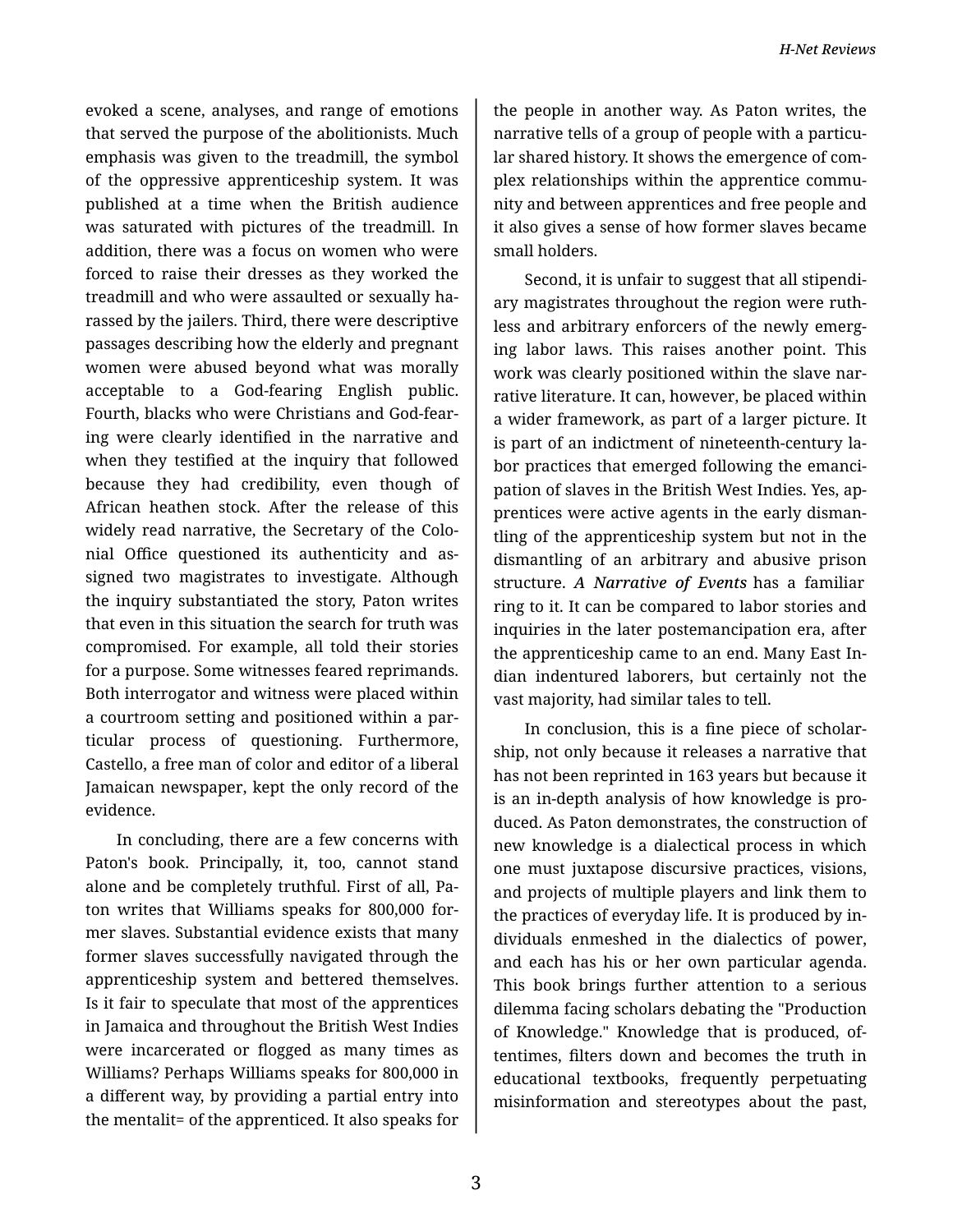evoked a scene, analyses, and range of emotions that served the purpose of the abolitionists. Much emphasis was given to the treadmill, the symbol of the oppressive apprenticeship system. It was published at a time when the British audience was saturated with pictures of the treadmill. In addition, there was a focus on women who were forced to raise their dresses as they worked the treadmill and who were assaulted or sexually harassed by the jailers. Third, there were descriptive passages describing how the elderly and pregnant women were abused beyond what was morally acceptable to a God-fearing English public. Fourth, blacks who were Christians and God-fearing were clearly identified in the narrative and when they testified at the inquiry that followed because they had credibility, even though of African heathen stock. After the release of this widely read narrative, the Secretary of the Colonial Office questioned its authenticity and assigned two magistrates to investigate. Although the inquiry substantiated the story, Paton writes that even in this situation the search for truth was compromised. For example, all told their stories for a purpose. Some witnesses feared reprimands. Both interrogator and witness were placed within a courtroom setting and positioned within a particular process of questioning. Furthermore, Castello, a free man of color and editor of a liberal Jamaican newspaper, kept the only record of the evidence.

In concluding, there are a few concerns with Paton's book. Principally, it, too, cannot stand alone and be completely truthful. First of all, Paton writes that Williams speaks for 800,000 former slaves. Substantial evidence exists that many former slaves successfully navigated through the apprenticeship system and bettered themselves. Is it fair to speculate that most of the apprentices in Jamaica and throughout the British West Indies were incarcerated or flogged as many times as Williams? Perhaps Williams speaks for 800,000 in a different way, by providing a partial entry into the mentalit= of the apprenticed. It also speaks for the people in another way. As Paton writes, the narrative tells of a group of people with a particular shared history. It shows the emergence of complex relationships within the apprentice community and between apprentices and free people and it also gives a sense of how former slaves became small holders.

Second, it is unfair to suggest that all stipendiary magistrates throughout the region were ruthless and arbitrary enforcers of the newly emerging labor laws. This raises another point. This work was clearly positioned within the slave narrative literature. It can, however, be placed within a wider framework, as part of a larger picture. It is part of an indictment of nineteenth-century labor practices that emerged following the emancipation of slaves in the British West Indies. Yes, apprentices were active agents in the early dismantling of the apprenticeship system but not in the dismantling of an arbitrary and abusive prison structure. ***A Narrative of Events*** has a familiar ring to it. It can be compared to labor stories and inquiries in the later postemancipation era, after the apprenticeship came to an end. Many East Indian indentured laborers, but certainly not the vast majority, had similar tales to tell.

In conclusion, this is a fine piece of scholarship, not only because it releases a narrative that has not been reprinted in 163 years but because it is an in-depth analysis of how knowledge is produced. As Paton demonstrates, the construction of new knowledge is a dialectical process in which one must juxtapose discursive practices, visions, and projects of multiple players and link them to the practices of everyday life. It is produced by individuals enmeshed in the dialectics of power, and each has his or her own particular agenda. This book brings further attention to a serious dilemma facing scholars debating the "Production of Knowledge." Knowledge that is produced, oftentimes, filters down and becomes the truth in educational textbooks, frequently perpetuating misinformation and stereotypes about the past,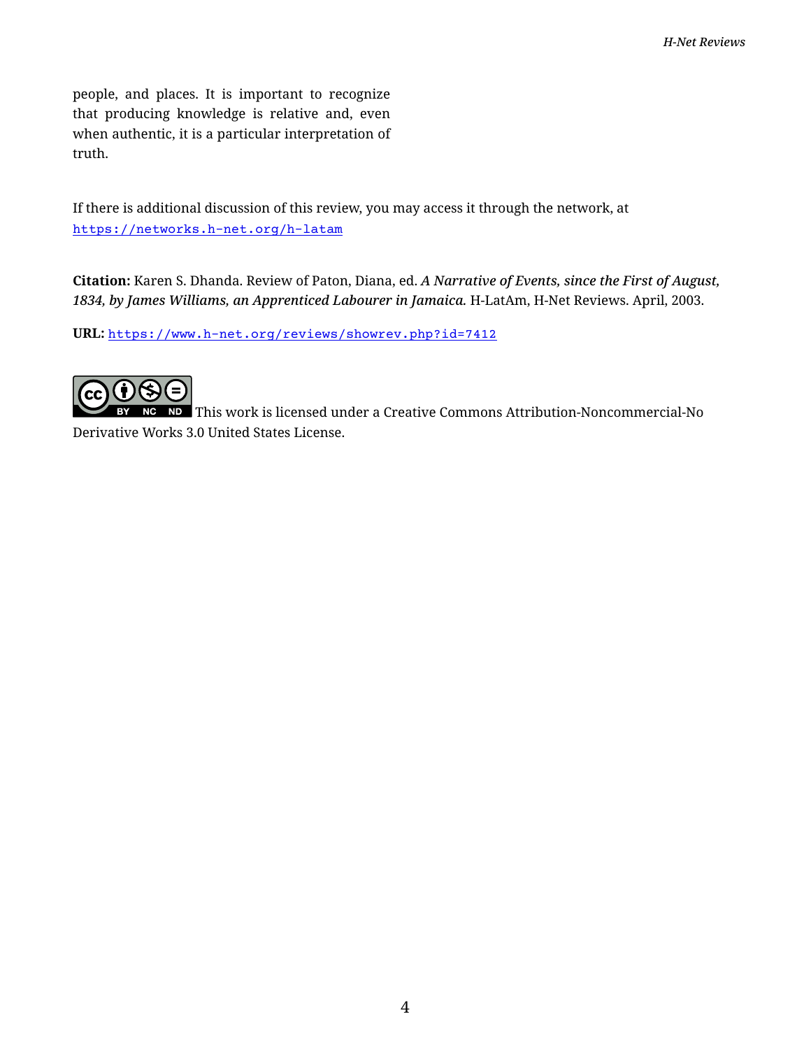people, and places. It is important to recognize that producing knowledge is relative and, even when authentic, it is a particular interpretation of truth.

If there is additional discussion of this review, you may access it through the network, at https://networks.h-net.org/h-latam

**Citation:** Karen S. Dhanda. Review of Paton, Diana, ed. *A Narrative of Events, since the First of August, 1834, by James Williams, an Apprenticed Labourer in Jamaica.* H-LatAm, H-Net Reviews. April, 2003.

**URL:** https://www.h-net.org/reviews/showrev.php?id=7412

This work is licensed under a Creative Commons Attribution-Noncommercial-No Derivative Works 3.0 United States License.